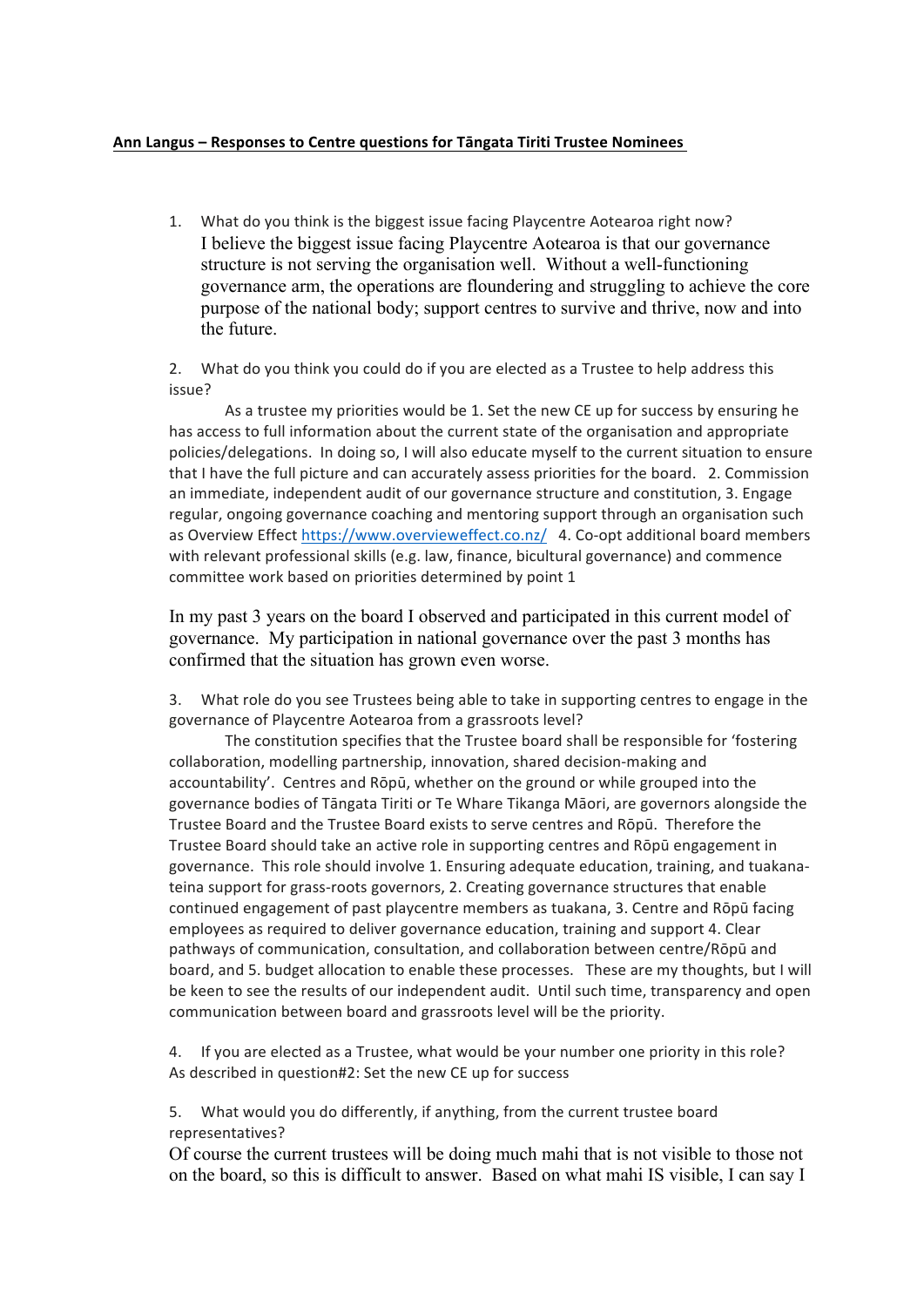**Ann Langus – Responses to Centre questions for Tāngata Tiriti Trustee Nominees**

1. What do you think is the biggest issue facing Playcentre Aotearoa right now?
   I believe the biggest issue facing Playcentre Aotearoa is that our governance structure is not serving the organisation well. Without a well-functioning governance arm, the operations are floundering and struggling to achieve the core purpose of the national body; support centres to survive and thrive, now and into the future.

2. What do you think you could do if you are elected as a Trustee to help address this issue?

As a trustee my priorities would be 1. Set the new CE up for success by ensuring he has access to full information about the current state of the organisation and appropriate policies/delegations. In doing so, I will also educate myself to the current situation to ensure that I have the full picture and can accurately assess priorities for the board. 2. Commission an immediate, independent audit of our governance structure and constitution, 3. Engage regular, ongoing governance coaching and mentoring support through an organisation such as Overview Effect https://www.overvieweffect.co.nz/ 4. Co-opt additional board members with relevant professional skills (e.g. law, finance, bicultural governance) and commence committee work based on priorities determined by point 1

In my past 3 years on the board I observed and participated in this current model of governance. My participation in national governance over the past 3 months has confirmed that the situation has grown even worse.

3. What role do you see Trustees being able to take in supporting centres to engage in the governance of Playcentre Aotearoa from a grassroots level?

The constitution specifies that the Trustee board shall be responsible for 'fostering collaboration, modelling partnership, innovation, shared decision-making and accountability'. Centres and Rōpū, whether on the ground or while grouped into the governance bodies of Tāngata Tiriti or Te Whare Tikanga Māori, are governors alongside the Trustee Board and the Trustee Board exists to serve centres and Rōpū. Therefore the Trustee Board should take an active role in supporting centres and Rōpū engagement in governance. This role should involve 1. Ensuring adequate education, training, and tuakana-teina support for grass-roots governors, 2. Creating governance structures that enable continued engagement of past playcentre members as tuakana, 3. Centre and Rōpū facing employees as required to deliver governance education, training and support 4. Clear pathways of communication, consultation, and collaboration between centre/Rōpū and board, and 5. budget allocation to enable these processes. These are my thoughts, but I will be keen to see the results of our independent audit. Until such time, transparency and open communication between board and grassroots level will be the priority.

4. If you are elected as a Trustee, what would be your number one priority in this role?
   As described in question#2: Set the new CE up for success

5. What would you do differently, if anything, from the current trustee board representatives?
   Of course the current trustees will be doing much mahi that is not visible to those not on the board, so this is difficult to answer. Based on what mahi IS visible, I can say I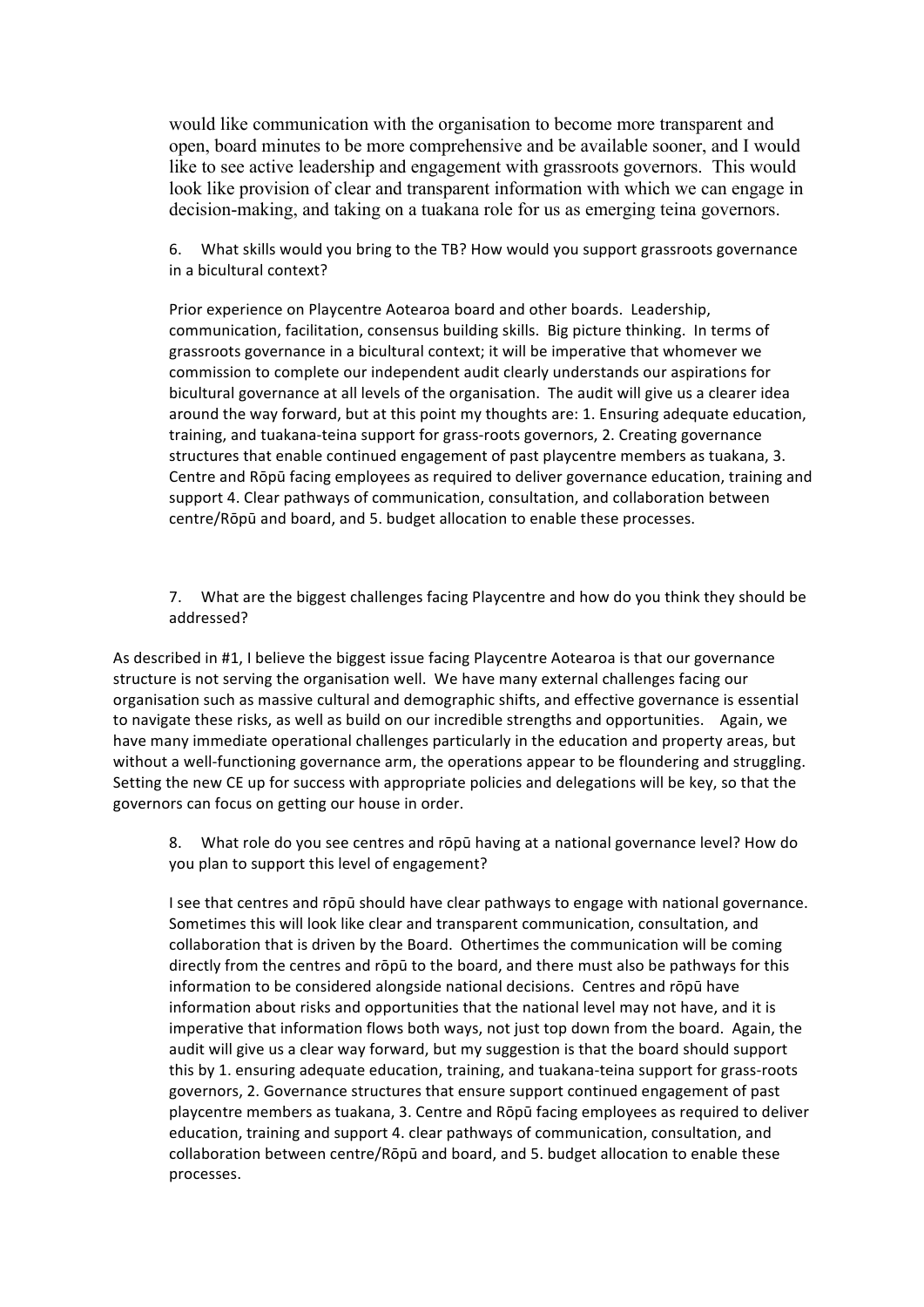would like communication with the organisation to become more transparent and open, board minutes to be more comprehensive and be available sooner, and I would like to see active leadership and engagement with grassroots governors. This would look like provision of clear and transparent information with which we can engage in decision-making, and taking on a tuakana role for us as emerging teina governors.

6. What skills would you bring to the TB? How would you support grassroots governance in a bicultural context?

Prior experience on Playcentre Aotearoa board and other boards. Leadership, communication, facilitation, consensus building skills. Big picture thinking. In terms of grassroots governance in a bicultural context; it will be imperative that whomever we commission to complete our independent audit clearly understands our aspirations for bicultural governance at all levels of the organisation. The audit will give us a clearer idea around the way forward, but at this point my thoughts are: 1. Ensuring adequate education, training, and tuakana-teina support for grass-roots governors, 2. Creating governance structures that enable continued engagement of past playcentre members as tuakana, 3. Centre and Rōpū facing employees as required to deliver governance education, training and support 4. Clear pathways of communication, consultation, and collaboration between centre/Rōpū and board, and 5. budget allocation to enable these processes.

7. What are the biggest challenges facing Playcentre and how do you think they should be addressed?

As described in #1, I believe the biggest issue facing Playcentre Aotearoa is that our governance structure is not serving the organisation well. We have many external challenges facing our organisation such as massive cultural and demographic shifts, and effective governance is essential to navigate these risks, as well as build on our incredible strengths and opportunities. Again, we have many immediate operational challenges particularly in the education and property areas, but without a well-functioning governance arm, the operations appear to be floundering and struggling. Setting the new CE up for success with appropriate policies and delegations will be key, so that the governors can focus on getting our house in order.

8. What role do you see centres and rōpū having at a national governance level? How do you plan to support this level of engagement?

I see that centres and rōpū should have clear pathways to engage with national governance. Sometimes this will look like clear and transparent communication, consultation, and collaboration that is driven by the Board. Othertimes the communication will be coming directly from the centres and rōpū to the board, and there must also be pathways for this information to be considered alongside national decisions. Centres and rōpū have information about risks and opportunities that the national level may not have, and it is imperative that information flows both ways, not just top down from the board. Again, the audit will give us a clear way forward, but my suggestion is that the board should support this by 1. ensuring adequate education, training, and tuakana-teina support for grass-roots governors, 2. Governance structures that ensure support continued engagement of past playcentre members as tuakana, 3. Centre and Rōpū facing employees as required to deliver education, training and support 4. clear pathways of communication, consultation, and collaboration between centre/Rōpū and board, and 5. budget allocation to enable these processes.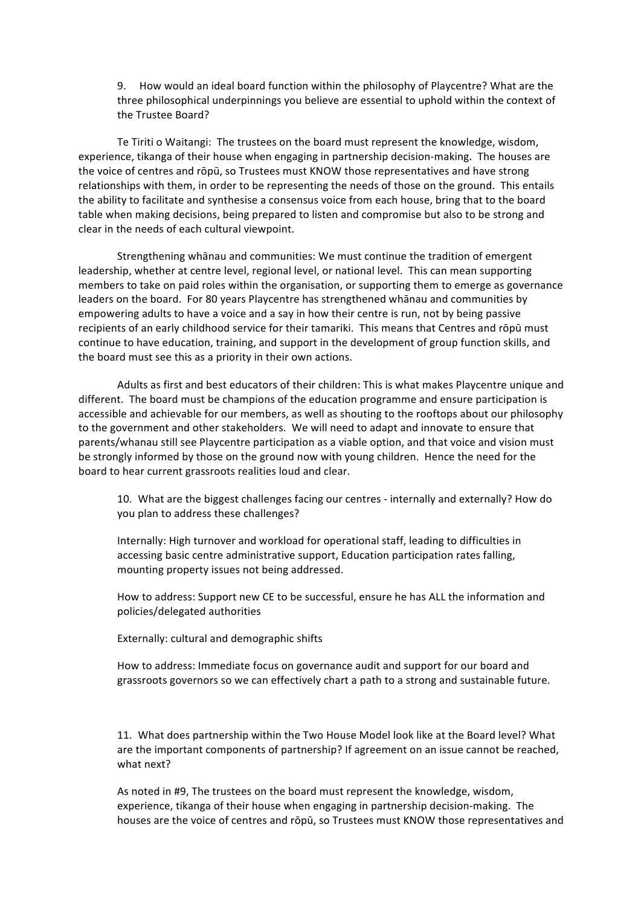9. How would an ideal board function within the philosophy of Playcentre? What are the three philosophical underpinnings you believe are essential to uphold within the context of the Trustee Board?

Te Tiriti o Waitangi: The trustees on the board must represent the knowledge, wisdom, experience, tikanga of their house when engaging in partnership decision-making. The houses are the voice of centres and rōpū, so Trustees must KNOW those representatives and have strong relationships with them, in order to be representing the needs of those on the ground. This entails the ability to facilitate and synthesise a consensus voice from each house, bring that to the board table when making decisions, being prepared to listen and compromise but also to be strong and clear in the needs of each cultural viewpoint.

Strengthening whānau and communities: We must continue the tradition of emergent leadership, whether at centre level, regional level, or national level. This can mean supporting members to take on paid roles within the organisation, or supporting them to emerge as governance leaders on the board. For 80 years Playcentre has strengthened whānau and communities by empowering adults to have a voice and a say in how their centre is run, not by being passive recipients of an early childhood service for their tamariki. This means that Centres and rōpū must continue to have education, training, and support in the development of group function skills, and the board must see this as a priority in their own actions.

Adults as first and best educators of their children: This is what makes Playcentre unique and different. The board must be champions of the education programme and ensure participation is accessible and achievable for our members, as well as shouting to the rooftops about our philosophy to the government and other stakeholders. We will need to adapt and innovate to ensure that parents/whanau still see Playcentre participation as a viable option, and that voice and vision must be strongly informed by those on the ground now with young children. Hence the need for the board to hear current grassroots realities loud and clear.

10. What are the biggest challenges facing our centres - internally and externally? How do you plan to address these challenges?

Internally: High turnover and workload for operational staff, leading to difficulties in accessing basic centre administrative support, Education participation rates falling, mounting property issues not being addressed.

How to address: Support new CE to be successful, ensure he has ALL the information and policies/delegated authorities

Externally: cultural and demographic shifts

How to address: Immediate focus on governance audit and support for our board and grassroots governors so we can effectively chart a path to a strong and sustainable future.

11. What does partnership within the Two House Model look like at the Board level? What are the important components of partnership? If agreement on an issue cannot be reached, what next?

As noted in #9, The trustees on the board must represent the knowledge, wisdom, experience, tikanga of their house when engaging in partnership decision-making. The houses are the voice of centres and rōpū, so Trustees must KNOW those representatives and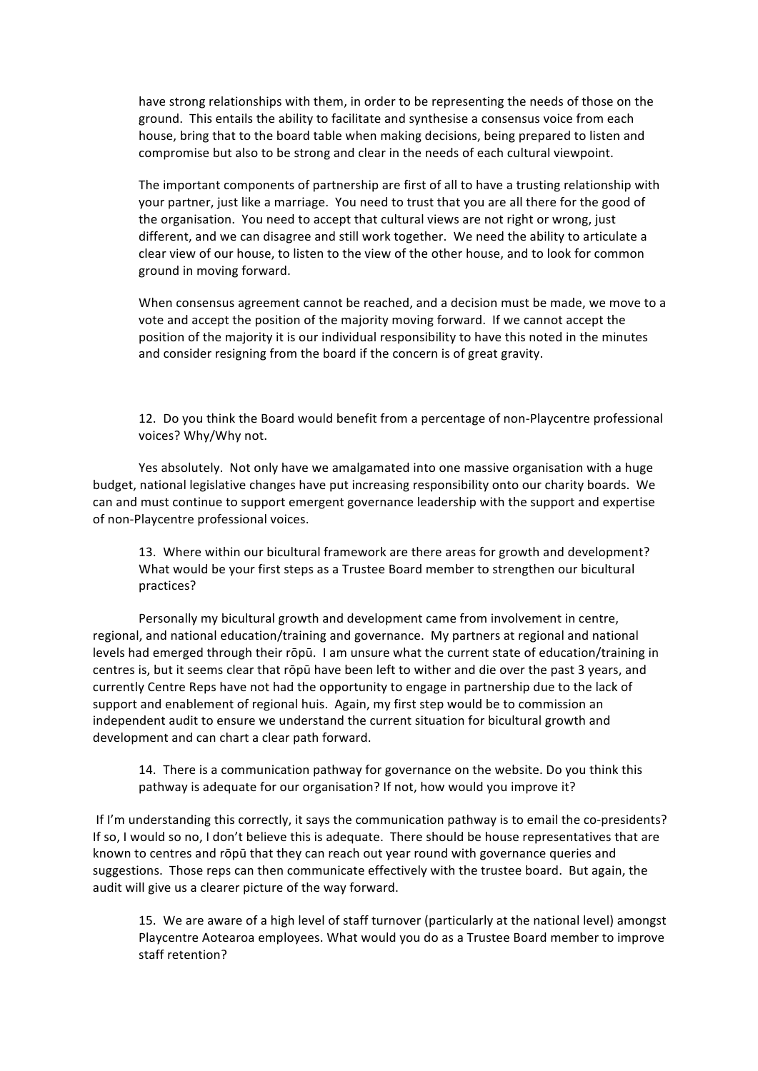have strong relationships with them, in order to be representing the needs of those on the ground. This entails the ability to facilitate and synthesise a consensus voice from each house, bring that to the board table when making decisions, being prepared to listen and compromise but also to be strong and clear in the needs of each cultural viewpoint.

The important components of partnership are first of all to have a trusting relationship with your partner, just like a marriage. You need to trust that you are all there for the good of the organisation. You need to accept that cultural views are not right or wrong, just different, and we can disagree and still work together. We need the ability to articulate a clear view of our house, to listen to the view of the other house, and to look for common ground in moving forward.

When consensus agreement cannot be reached, and a decision must be made, we move to a vote and accept the position of the majority moving forward. If we cannot accept the position of the majority it is our individual responsibility to have this noted in the minutes and consider resigning from the board if the concern is of great gravity.

12. Do you think the Board would benefit from a percentage of non-Playcentre professional voices? Why/Why not.

Yes absolutely. Not only have we amalgamated into one massive organisation with a huge budget, national legislative changes have put increasing responsibility onto our charity boards. We can and must continue to support emergent governance leadership with the support and expertise of non-Playcentre professional voices.

13. Where within our bicultural framework are there areas for growth and development? What would be your first steps as a Trustee Board member to strengthen our bicultural practices?

Personally my bicultural growth and development came from involvement in centre, regional, and national education/training and governance. My partners at regional and national levels had emerged through their rōpū. I am unsure what the current state of education/training in centres is, but it seems clear that rōpū have been left to wither and die over the past 3 years, and currently Centre Reps have not had the opportunity to engage in partnership due to the lack of support and enablement of regional huis. Again, my first step would be to commission an independent audit to ensure we understand the current situation for bicultural growth and development and can chart a clear path forward.

14. There is a communication pathway for governance on the website. Do you think this pathway is adequate for our organisation? If not, how would you improve it?

If I'm understanding this correctly, it says the communication pathway is to email the co-presidents? If so, I would so no, I don't believe this is adequate. There should be house representatives that are known to centres and rōpū that they can reach out year round with governance queries and suggestions. Those reps can then communicate effectively with the trustee board. But again, the audit will give us a clearer picture of the way forward.

15. We are aware of a high level of staff turnover (particularly at the national level) amongst Playcentre Aotearoa employees. What would you do as a Trustee Board member to improve staff retention?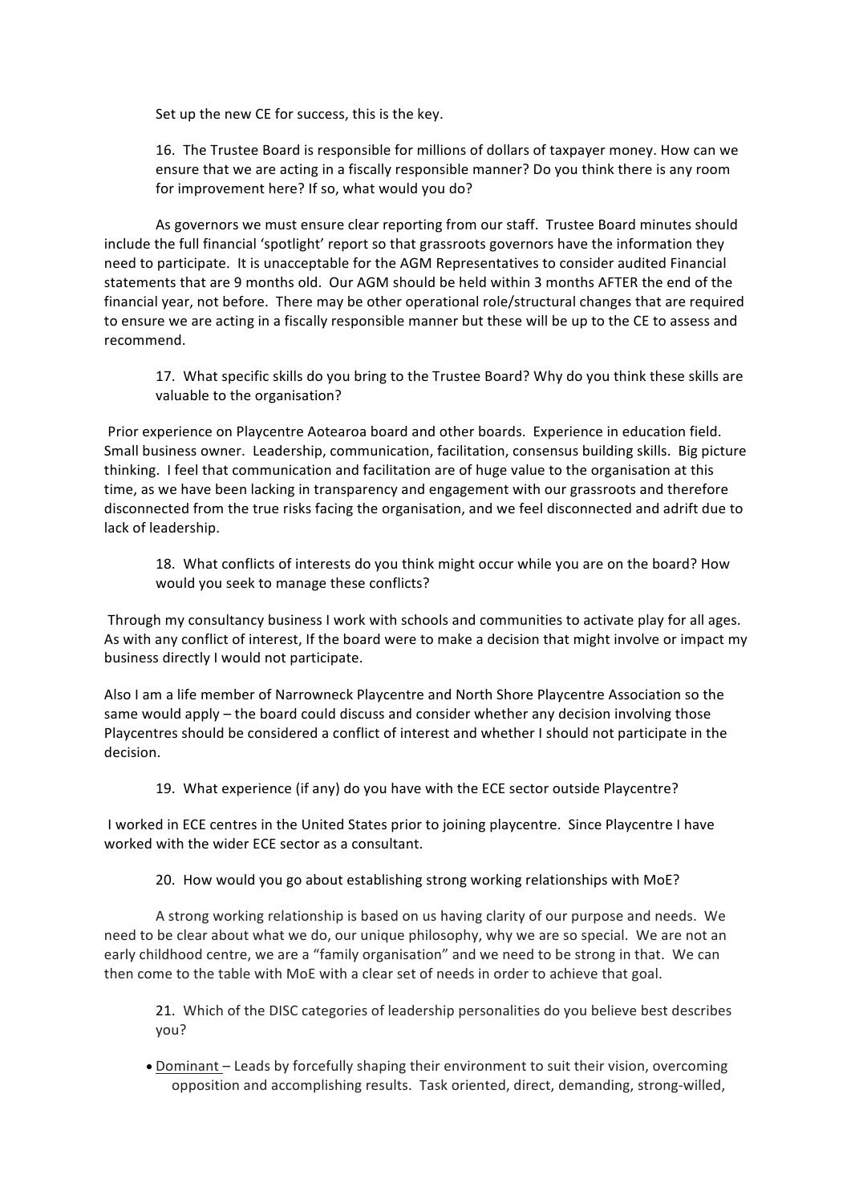Set up the new CE for success, this is the key.

16. The Trustee Board is responsible for millions of dollars of taxpayer money. How can we ensure that we are acting in a fiscally responsible manner? Do you think there is any room for improvement here? If so, what would you do?

As governors we must ensure clear reporting from our staff. Trustee Board minutes should include the full financial 'spotlight' report so that grassroots governors have the information they need to participate. It is unacceptable for the AGM Representatives to consider audited Financial statements that are 9 months old. Our AGM should be held within 3 months AFTER the end of the financial year, not before. There may be other operational role/structural changes that are required to ensure we are acting in a fiscally responsible manner but these will be up to the CE to assess and recommend.

17. What specific skills do you bring to the Trustee Board? Why do you think these skills are valuable to the organisation?

Prior experience on Playcentre Aotearoa board and other boards. Experience in education field. Small business owner. Leadership, communication, facilitation, consensus building skills. Big picture thinking. I feel that communication and facilitation are of huge value to the organisation at this time, as we have been lacking in transparency and engagement with our grassroots and therefore disconnected from the true risks facing the organisation, and we feel disconnected and adrift due to lack of leadership.

18. What conflicts of interests do you think might occur while you are on the board? How would you seek to manage these conflicts?

Through my consultancy business I work with schools and communities to activate play for all ages. As with any conflict of interest, If the board were to make a decision that might involve or impact my business directly I would not participate.

Also I am a life member of Narrowneck Playcentre and North Shore Playcentre Association so the same would apply – the board could discuss and consider whether any decision involving those Playcentres should be considered a conflict of interest and whether I should not participate in the decision.

19. What experience (if any) do you have with the ECE sector outside Playcentre?

I worked in ECE centres in the United States prior to joining playcentre. Since Playcentre I have worked with the wider ECE sector as a consultant.

20. How would you go about establishing strong working relationships with MoE?

A strong working relationship is based on us having clarity of our purpose and needs. We need to be clear about what we do, our unique philosophy, why we are so special. We are not an early childhood centre, we are a "family organisation" and we need to be strong in that. We can then come to the table with MoE with a clear set of needs in order to achieve that goal.

21. Which of the DISC categories of leadership personalities do you believe best describes you?

- Dominant – Leads by forcefully shaping their environment to suit their vision, overcoming opposition and accomplishing results. Task oriented, direct, demanding, strong-willed,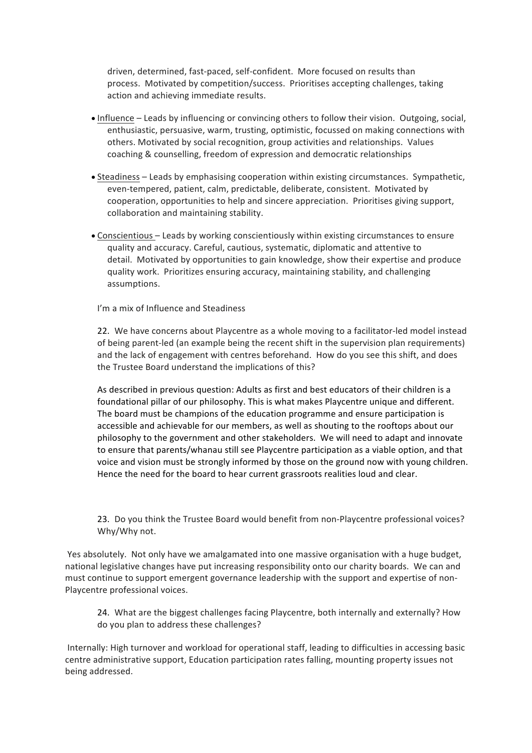driven, determined, fast-paced, self-confident. More focused on results than process. Motivated by competition/success. Prioritises accepting challenges, taking action and achieving immediate results.

- Influence – Leads by influencing or convincing others to follow their vision. Outgoing, social, enthusiastic, persuasive, warm, trusting, optimistic, focussed on making connections with others. Motivated by social recognition, group activities and relationships. Values coaching & counselling, freedom of expression and democratic relationships
- Steadiness – Leads by emphasising cooperation within existing circumstances. Sympathetic, even-tempered, patient, calm, predictable, deliberate, consistent. Motivated by cooperation, opportunities to help and sincere appreciation. Prioritises giving support, collaboration and maintaining stability.
- Conscientious – Leads by working conscientiously within existing circumstances to ensure quality and accuracy. Careful, cautious, systematic, diplomatic and attentive to detail. Motivated by opportunities to gain knowledge, show their expertise and produce quality work. Prioritizes ensuring accuracy, maintaining stability, and challenging assumptions.

I'm a mix of Influence and Steadiness

22. We have concerns about Playcentre as a whole moving to a facilitator-led model instead of being parent-led (an example being the recent shift in the supervision plan requirements) and the lack of engagement with centres beforehand. How do you see this shift, and does the Trustee Board understand the implications of this?

As described in previous question: Adults as first and best educators of their children is a foundational pillar of our philosophy. This is what makes Playcentre unique and different. The board must be champions of the education programme and ensure participation is accessible and achievable for our members, as well as shouting to the rooftops about our philosophy to the government and other stakeholders. We will need to adapt and innovate to ensure that parents/whanau still see Playcentre participation as a viable option, and that voice and vision must be strongly informed by those on the ground now with young children. Hence the need for the board to hear current grassroots realities loud and clear.

23. Do you think the Trustee Board would benefit from non-Playcentre professional voices? Why/Why not.

Yes absolutely. Not only have we amalgamated into one massive organisation with a huge budget, national legislative changes have put increasing responsibility onto our charity boards. We can and must continue to support emergent governance leadership with the support and expertise of non-Playcentre professional voices.

24. What are the biggest challenges facing Playcentre, both internally and externally? How do you plan to address these challenges?

Internally: High turnover and workload for operational staff, leading to difficulties in accessing basic centre administrative support, Education participation rates falling, mounting property issues not being addressed.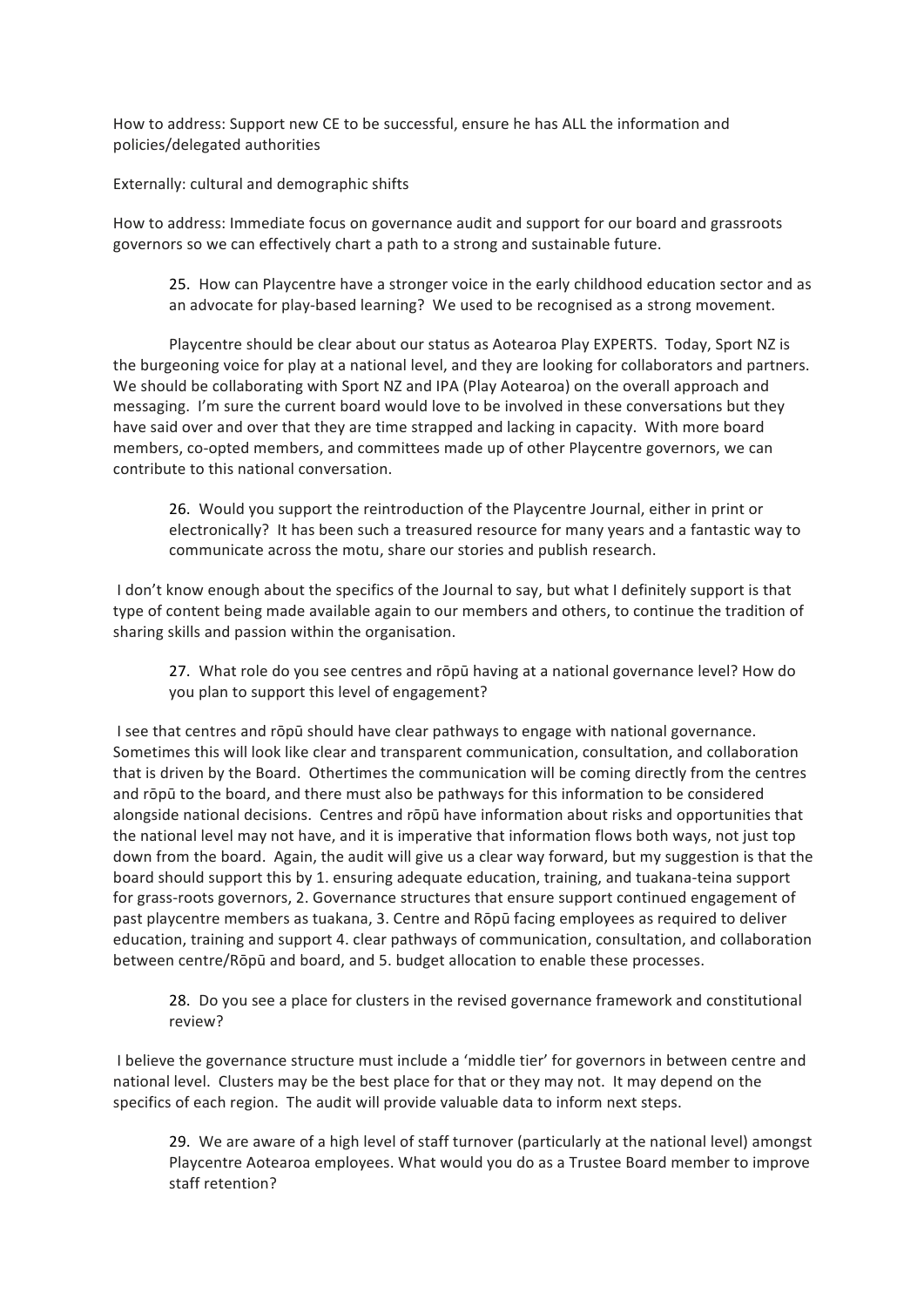How to address: Support new CE to be successful, ensure he has ALL the information and policies/delegated authorities

Externally: cultural and demographic shifts

How to address: Immediate focus on governance audit and support for our board and grassroots governors so we can effectively chart a path to a strong and sustainable future.

> 25. How can Playcentre have a stronger voice in the early childhood education sector and as an advocate for play-based learning? We used to be recognised as a strong movement.

Playcentre should be clear about our status as Aotearoa Play EXPERTS. Today, Sport NZ is the burgeoning voice for play at a national level, and they are looking for collaborators and partners. We should be collaborating with Sport NZ and IPA (Play Aotearoa) on the overall approach and messaging. I'm sure the current board would love to be involved in these conversations but they have said over and over that they are time strapped and lacking in capacity. With more board members, co-opted members, and committees made up of other Playcentre governors, we can contribute to this national conversation.

> 26. Would you support the reintroduction of the Playcentre Journal, either in print or electronically? It has been such a treasured resource for many years and a fantastic way to communicate across the motu, share our stories and publish research.

I don't know enough about the specifics of the Journal to say, but what I definitely support is that type of content being made available again to our members and others, to continue the tradition of sharing skills and passion within the organisation.

> 27. What role do you see centres and rōpū having at a national governance level? How do you plan to support this level of engagement?

I see that centres and rōpū should have clear pathways to engage with national governance. Sometimes this will look like clear and transparent communication, consultation, and collaboration that is driven by the Board. Othertimes the communication will be coming directly from the centres and rōpū to the board, and there must also be pathways for this information to be considered alongside national decisions. Centres and rōpū have information about risks and opportunities that the national level may not have, and it is imperative that information flows both ways, not just top down from the board. Again, the audit will give us a clear way forward, but my suggestion is that the board should support this by 1. ensuring adequate education, training, and tuakana-teina support for grass-roots governors, 2. Governance structures that ensure support continued engagement of past playcentre members as tuakana, 3. Centre and Rōpū facing employees as required to deliver education, training and support 4. clear pathways of communication, consultation, and collaboration between centre/Rōpū and board, and 5. budget allocation to enable these processes.

> 28. Do you see a place for clusters in the revised governance framework and constitutional review?

I believe the governance structure must include a 'middle tier' for governors in between centre and national level. Clusters may be the best place for that or they may not. It may depend on the specifics of each region. The audit will provide valuable data to inform next steps.

> 29. We are aware of a high level of staff turnover (particularly at the national level) amongst Playcentre Aotearoa employees. What would you do as a Trustee Board member to improve staff retention?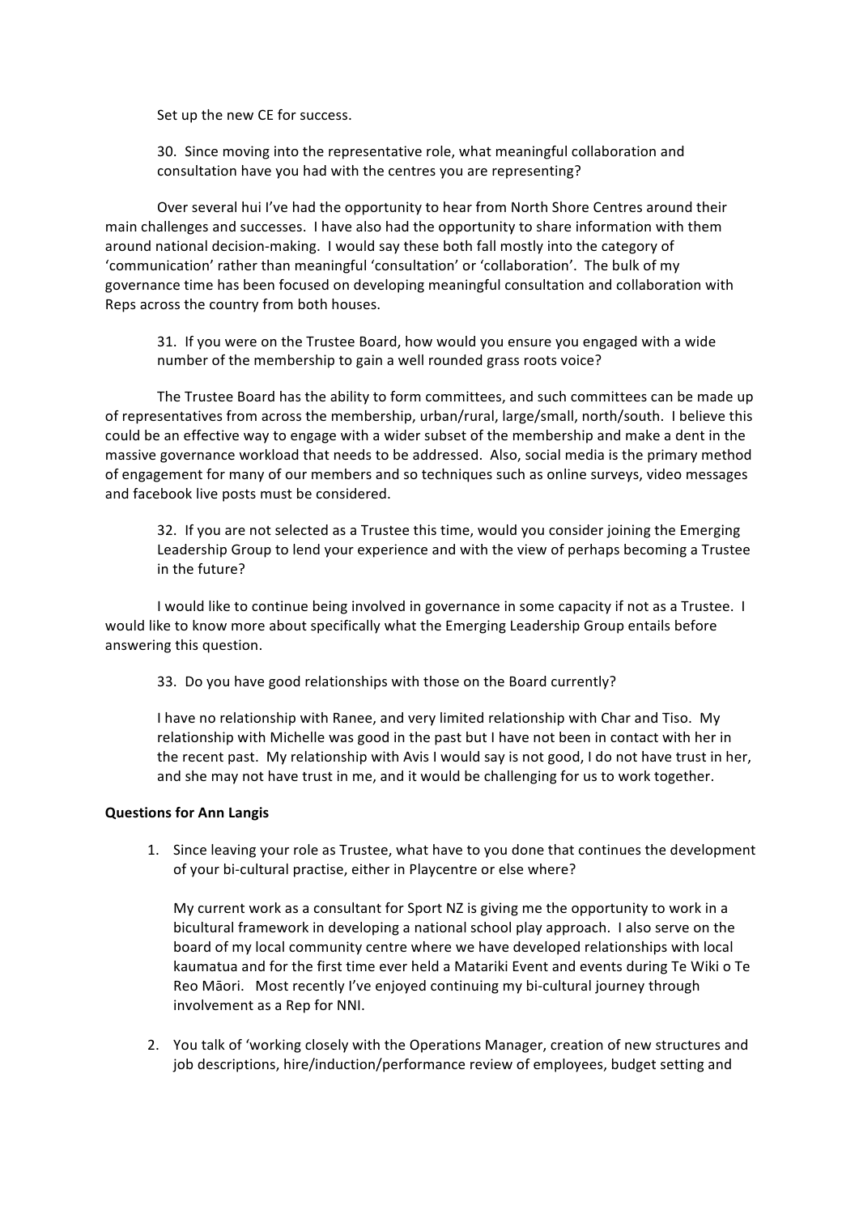Set up the new CE for success.

30. Since moving into the representative role, what meaningful collaboration and consultation have you had with the centres you are representing?

Over several hui I've had the opportunity to hear from North Shore Centres around their main challenges and successes. I have also had the opportunity to share information with them around national decision-making. I would say these both fall mostly into the category of 'communication' rather than meaningful 'consultation' or 'collaboration'. The bulk of my governance time has been focused on developing meaningful consultation and collaboration with Reps across the country from both houses.

31. If you were on the Trustee Board, how would you ensure you engaged with a wide number of the membership to gain a well rounded grass roots voice?

The Trustee Board has the ability to form committees, and such committees can be made up of representatives from across the membership, urban/rural, large/small, north/south. I believe this could be an effective way to engage with a wider subset of the membership and make a dent in the massive governance workload that needs to be addressed. Also, social media is the primary method of engagement for many of our members and so techniques such as online surveys, video messages and facebook live posts must be considered.

32. If you are not selected as a Trustee this time, would you consider joining the Emerging Leadership Group to lend your experience and with the view of perhaps becoming a Trustee in the future?

I would like to continue being involved in governance in some capacity if not as a Trustee. I would like to know more about specifically what the Emerging Leadership Group entails before answering this question.

33. Do you have good relationships with those on the Board currently?

I have no relationship with Ranee, and very limited relationship with Char and Tiso. My relationship with Michelle was good in the past but I have not been in contact with her in the recent past. My relationship with Avis I would say is not good, I do not have trust in her, and she may not have trust in me, and it would be challenging for us to work together.

**Questions for Ann Langis**

1. Since leaving your role as Trustee, what have to you done that continues the development of your bi-cultural practise, either in Playcentre or else where?

   My current work as a consultant for Sport NZ is giving me the opportunity to work in a bicultural framework in developing a national school play approach. I also serve on the board of my local community centre where we have developed relationships with local kaumatua and for the first time ever held a Matariki Event and events during Te Wiki o Te Reo Māori. Most recently I've enjoyed continuing my bi-cultural journey through involvement as a Rep for NNI.

2. You talk of 'working closely with the Operations Manager, creation of new structures and job descriptions, hire/induction/performance review of employees, budget setting and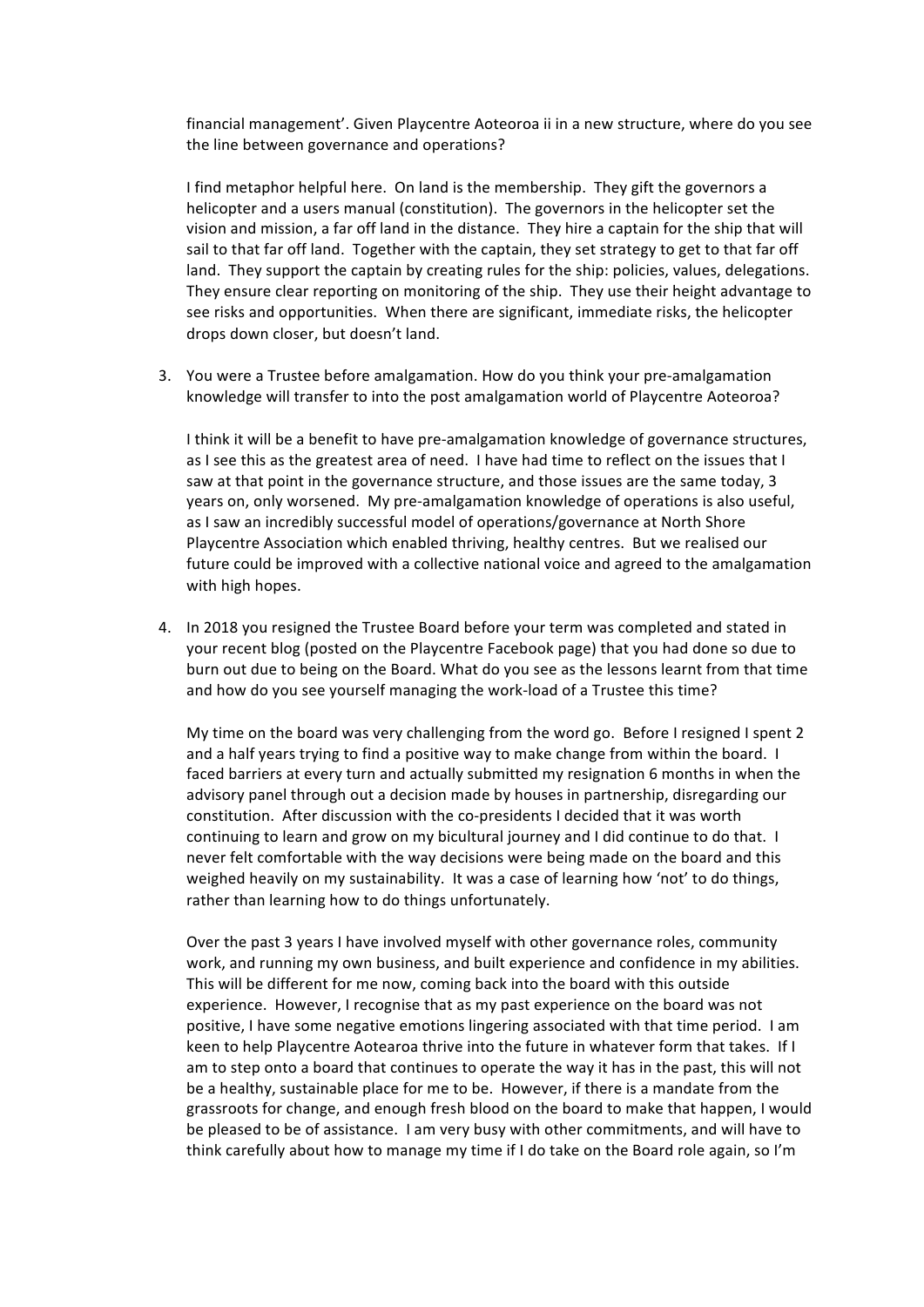financial management'. Given Playcentre Aoteoroa ii in a new structure, where do you see the line between governance and operations?

I find metaphor helpful here. On land is the membership. They gift the governors a helicopter and a users manual (constitution). The governors in the helicopter set the vision and mission, a far off land in the distance. They hire a captain for the ship that will sail to that far off land. Together with the captain, they set strategy to get to that far off land. They support the captain by creating rules for the ship: policies, values, delegations. They ensure clear reporting on monitoring of the ship. They use their height advantage to see risks and opportunities. When there are significant, immediate risks, the helicopter drops down closer, but doesn't land.

3. You were a Trustee before amalgamation. How do you think your pre-amalgamation knowledge will transfer to into the post amalgamation world of Playcentre Aoteoroa?

   I think it will be a benefit to have pre-amalgamation knowledge of governance structures, as I see this as the greatest area of need. I have had time to reflect on the issues that I saw at that point in the governance structure, and those issues are the same today, 3 years on, only worsened. My pre-amalgamation knowledge of operations is also useful, as I saw an incredibly successful model of operations/governance at North Shore Playcentre Association which enabled thriving, healthy centres. But we realised our future could be improved with a collective national voice and agreed to the amalgamation with high hopes.

4. In 2018 you resigned the Trustee Board before your term was completed and stated in your recent blog (posted on the Playcentre Facebook page) that you had done so due to burn out due to being on the Board. What do you see as the lessons learnt from that time and how do you see yourself managing the work-load of a Trustee this time?

   My time on the board was very challenging from the word go. Before I resigned I spent 2 and a half years trying to find a positive way to make change from within the board. I faced barriers at every turn and actually submitted my resignation 6 months in when the advisory panel through out a decision made by houses in partnership, disregarding our constitution. After discussion with the co-presidents I decided that it was worth continuing to learn and grow on my bicultural journey and I did continue to do that. I never felt comfortable with the way decisions were being made on the board and this weighed heavily on my sustainability. It was a case of learning how 'not' to do things, rather than learning how to do things unfortunately.

   Over the past 3 years I have involved myself with other governance roles, community work, and running my own business, and built experience and confidence in my abilities. This will be different for me now, coming back into the board with this outside experience. However, I recognise that as my past experience on the board was not positive, I have some negative emotions lingering associated with that time period. I am keen to help Playcentre Aotearoa thrive into the future in whatever form that takes. If I am to step onto a board that continues to operate the way it has in the past, this will not be a healthy, sustainable place for me to be. However, if there is a mandate from the grassroots for change, and enough fresh blood on the board to make that happen, I would be pleased to be of assistance. I am very busy with other commitments, and will have to think carefully about how to manage my time if I do take on the Board role again, so I'm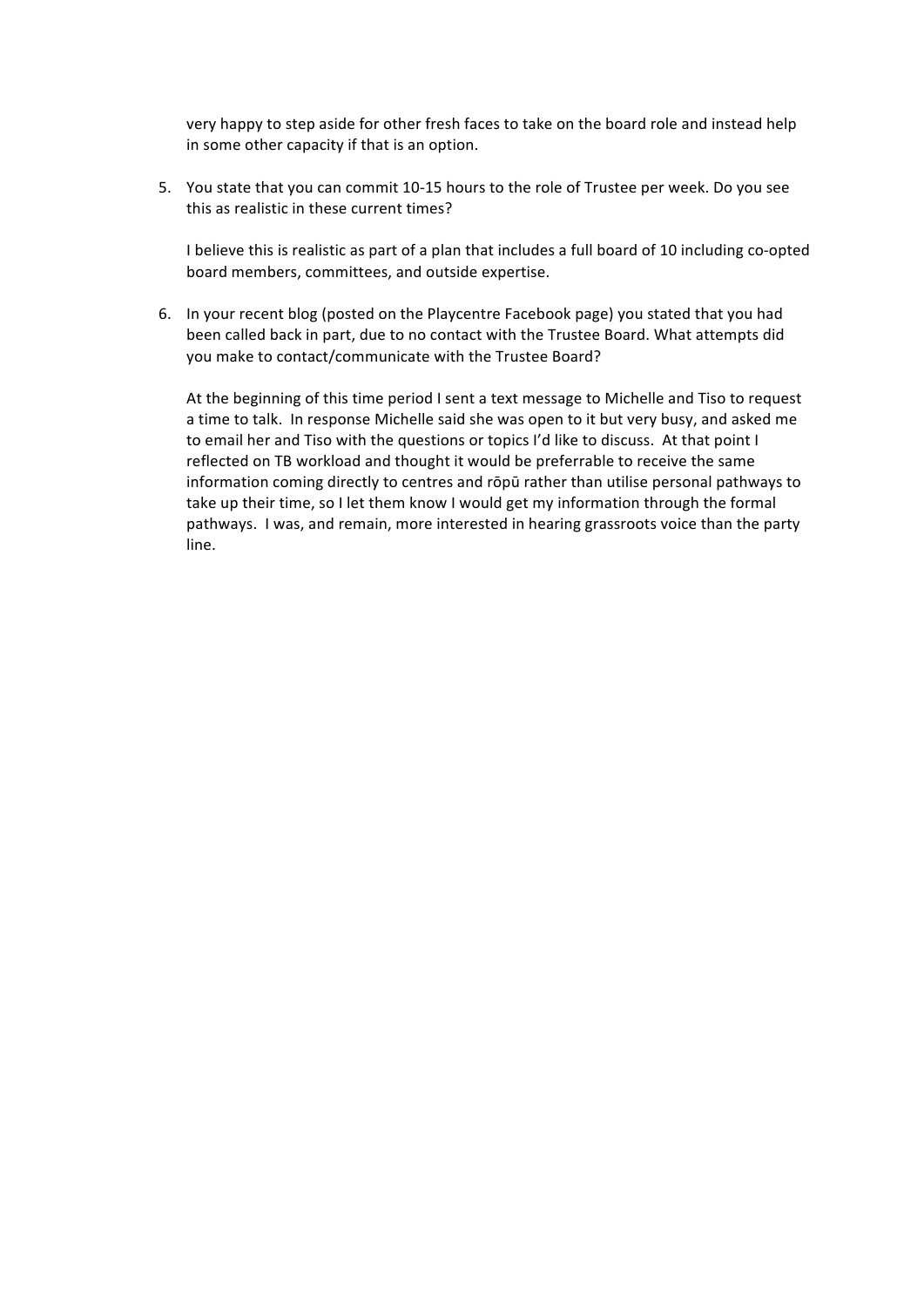very happy to step aside for other fresh faces to take on the board role and instead help in some other capacity if that is an option.

5. You state that you can commit 10-15 hours to the role of Trustee per week. Do you see this as realistic in these current times?

   I believe this is realistic as part of a plan that includes a full board of 10 including co-opted board members, committees, and outside expertise.

6. In your recent blog (posted on the Playcentre Facebook page) you stated that you had been called back in part, due to no contact with the Trustee Board. What attempts did you make to contact/communicate with the Trustee Board?

   At the beginning of this time period I sent a text message to Michelle and Tiso to request a time to talk. In response Michelle said she was open to it but very busy, and asked me to email her and Tiso with the questions or topics I'd like to discuss. At that point I reflected on TB workload and thought it would be preferrable to receive the same information coming directly to centres and rōpū rather than utilise personal pathways to take up their time, so I let them know I would get my information through the formal pathways. I was, and remain, more interested in hearing grassroots voice than the party line.